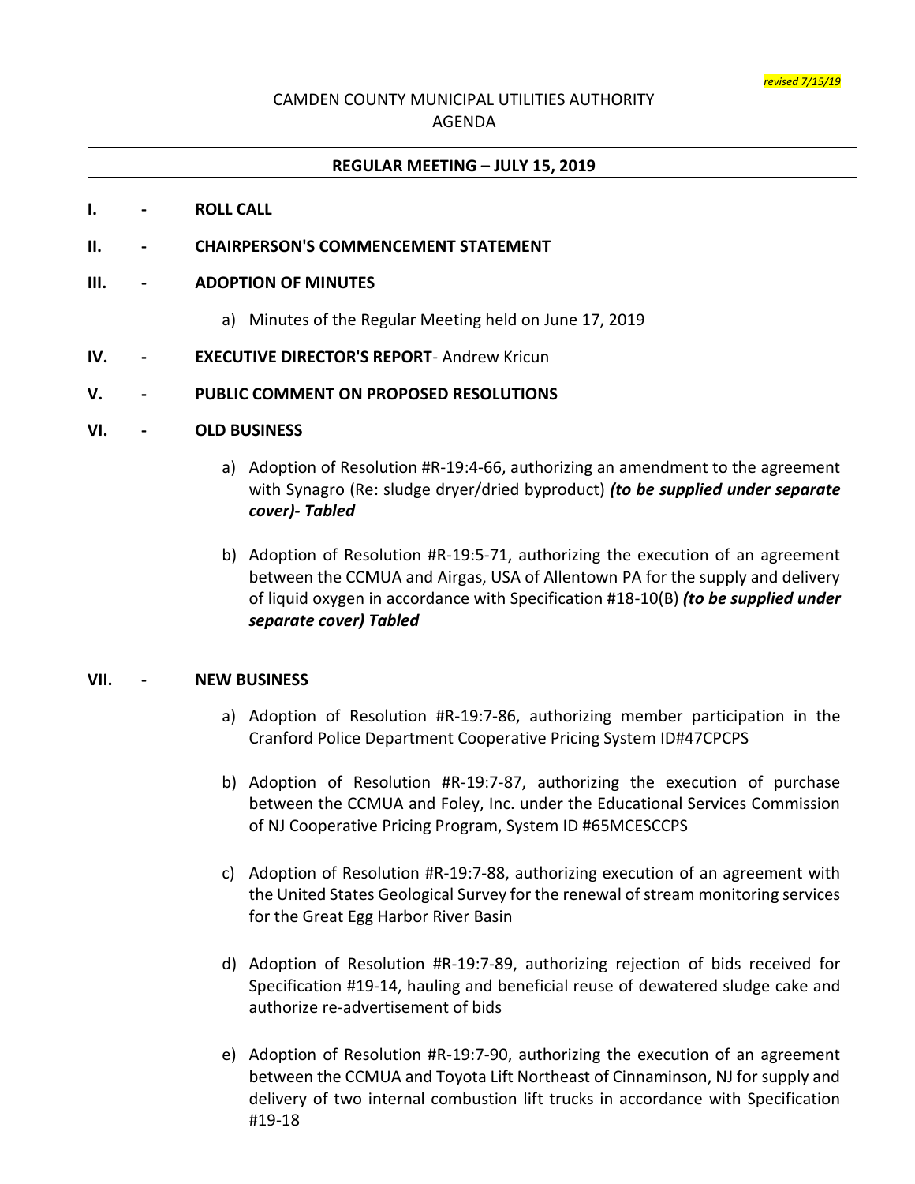*revised 7/15/19*

CAMDEN COUNTY MUNICIPAL UTILITIES AUTHORITY
AGENDA

**REGULAR MEETING – JULY 15, 2019**

**I. - ROLL CALL**

**II. - CHAIRPERSON'S COMMENCEMENT STATEMENT**

**III. - ADOPTION OF MINUTES**

a) Minutes of the Regular Meeting held on June 17, 2019

**IV. - EXECUTIVE DIRECTOR'S REPORT**- Andrew Kricun

**V. - PUBLIC COMMENT ON PROPOSED RESOLUTIONS**

**VI. - OLD BUSINESS**

a) Adoption of Resolution #R-19:4-66, authorizing an amendment to the agreement with Synagro (Re: sludge dryer/dried byproduct) ***(to be supplied under separate cover)- Tabled***

b) Adoption of Resolution #R-19:5-71, authorizing the execution of an agreement between the CCMUA and Airgas, USA of Allentown PA for the supply and delivery of liquid oxygen in accordance with Specification #18-10(B) ***(to be supplied under separate cover) Tabled***

**VII. - NEW BUSINESS**

a) Adoption of Resolution #R-19:7-86, authorizing member participation in the Cranford Police Department Cooperative Pricing System ID#47CPCPS

b) Adoption of Resolution #R-19:7-87, authorizing the execution of purchase between the CCMUA and Foley, Inc. under the Educational Services Commission of NJ Cooperative Pricing Program, System ID #65MCESCCPS

c) Adoption of Resolution #R-19:7-88, authorizing execution of an agreement with the United States Geological Survey for the renewal of stream monitoring services for the Great Egg Harbor River Basin

d) Adoption of Resolution #R-19:7-89, authorizing rejection of bids received for Specification #19-14, hauling and beneficial reuse of dewatered sludge cake and authorize re-advertisement of bids

e) Adoption of Resolution #R-19:7-90, authorizing the execution of an agreement between the CCMUA and Toyota Lift Northeast of Cinnaminson, NJ for supply and delivery of two internal combustion lift trucks in accordance with Specification #19-18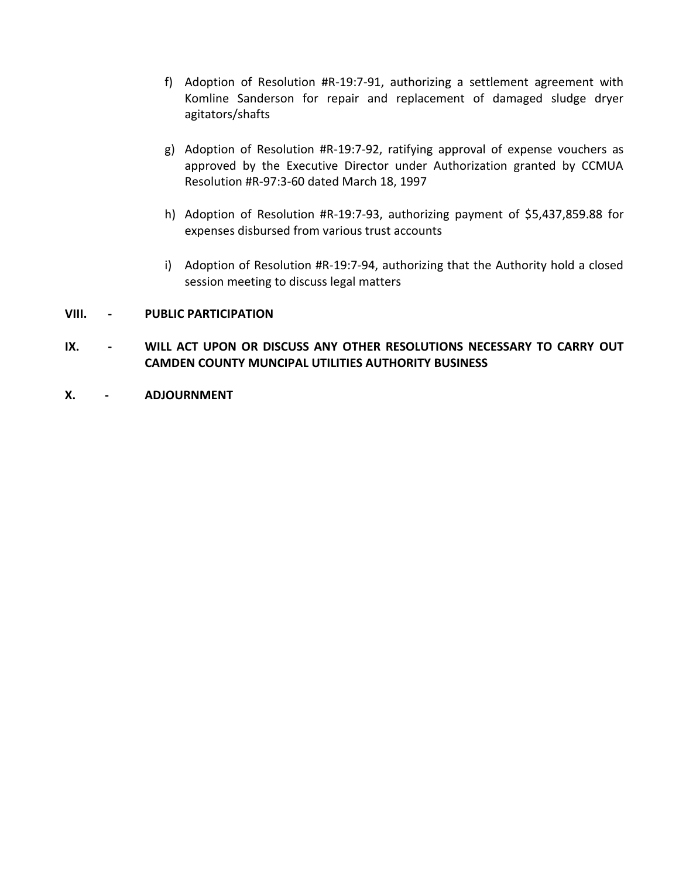f) Adoption of Resolution #R-19:7-91, authorizing a settlement agreement with Komline Sanderson for repair and replacement of damaged sludge dryer agitators/shafts

g) Adoption of Resolution #R-19:7-92, ratifying approval of expense vouchers as approved by the Executive Director under Authorization granted by CCMUA Resolution #R-97:3-60 dated March 18, 1997

h) Adoption of Resolution #R-19:7-93, authorizing payment of $5,437,859.88 for expenses disbursed from various trust accounts

i) Adoption of Resolution #R-19:7-94, authorizing that the Authority hold a closed session meeting to discuss legal matters

**VIII. - PUBLIC PARTICIPATION**

**IX. - WILL ACT UPON OR DISCUSS ANY OTHER RESOLUTIONS NECESSARY TO CARRY OUT CAMDEN COUNTY MUNCIPAL UTILITIES AUTHORITY BUSINESS**

**X. - ADJOURNMENT**